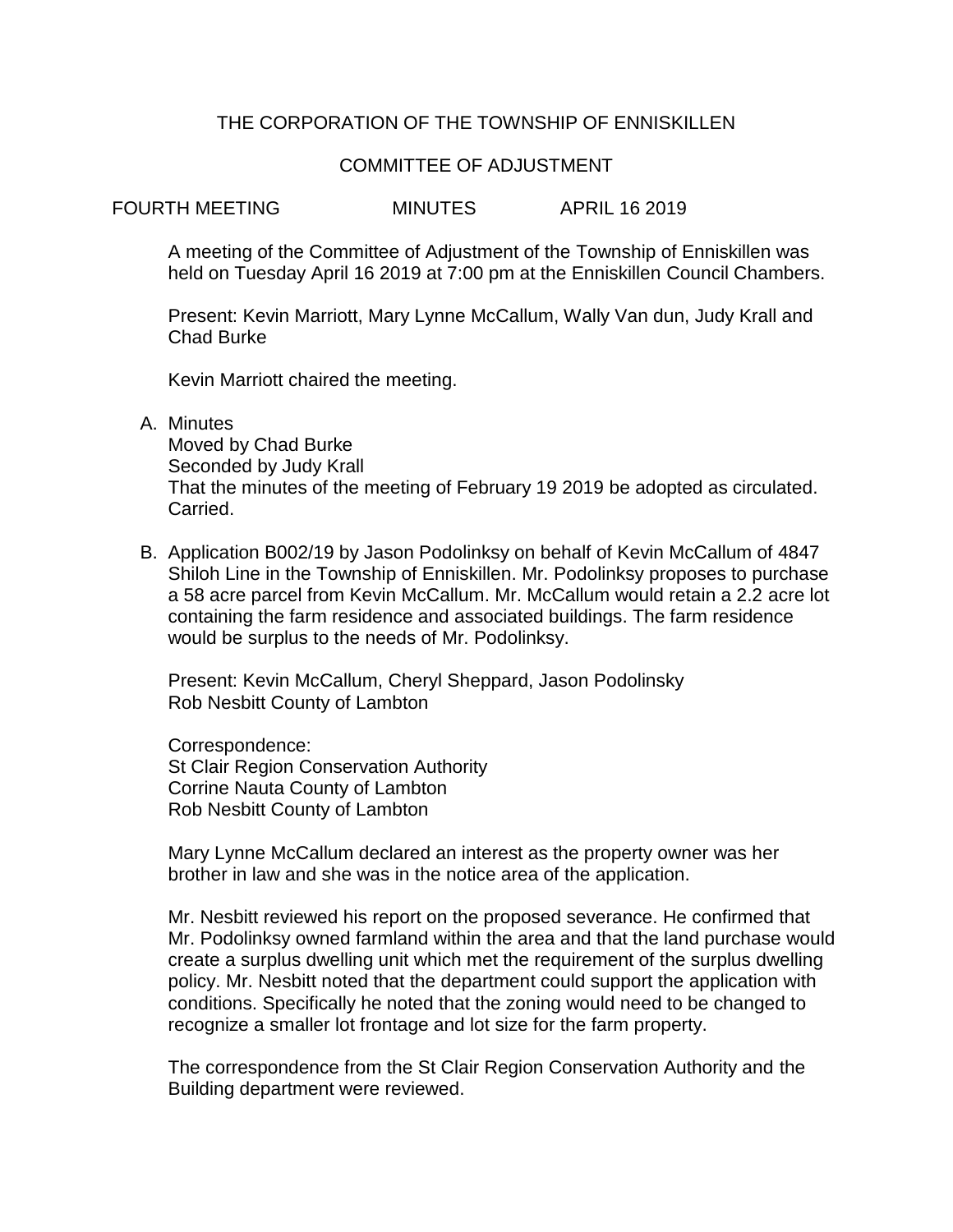# THE CORPORATION OF THE TOWNSHIP OF ENNISKILLEN

## COMMITTEE OF ADJUSTMENT

FOURTH MEETING MINUTES APRIL 16 2019

A meeting of the Committee of Adjustment of the Township of Enniskillen was held on Tuesday April 16 2019 at 7:00 pm at the Enniskillen Council Chambers.

Present: Kevin Marriott, Mary Lynne McCallum, Wally Van dun, Judy Krall and Chad Burke

Kevin Marriott chaired the meeting.

A. Minutes
Moved by Chad Burke
Seconded by Judy Krall
That the minutes of the meeting of February 19 2019 be adopted as circulated.
Carried.

B. Application B002/19 by Jason Podolinksy on behalf of Kevin McCallum of 4847 Shiloh Line in the Township of Enniskillen. Mr. Podolinksy proposes to purchase a 58 acre parcel from Kevin McCallum. Mr. McCallum would retain a 2.2 acre lot containing the farm residence and associated buildings. The farm residence would be surplus to the needs of Mr. Podolinksy.

Present: Kevin McCallum, Cheryl Sheppard, Jason Podolinsky
Rob Nesbitt County of Lambton

Correspondence:
St Clair Region Conservation Authority
Corrine Nauta County of Lambton
Rob Nesbitt County of Lambton

Mary Lynne McCallum declared an interest as the property owner was her brother in law and she was in the notice area of the application.

Mr. Nesbitt reviewed his report on the proposed severance. He confirmed that Mr. Podolinksy owned farmland within the area and that the land purchase would create a surplus dwelling unit which met the requirement of the surplus dwelling policy. Mr. Nesbitt noted that the department could support the application with conditions. Specifically he noted that the zoning would need to be changed to recognize a smaller lot frontage and lot size for the farm property.

The correspondence from the St Clair Region Conservation Authority and the Building department were reviewed.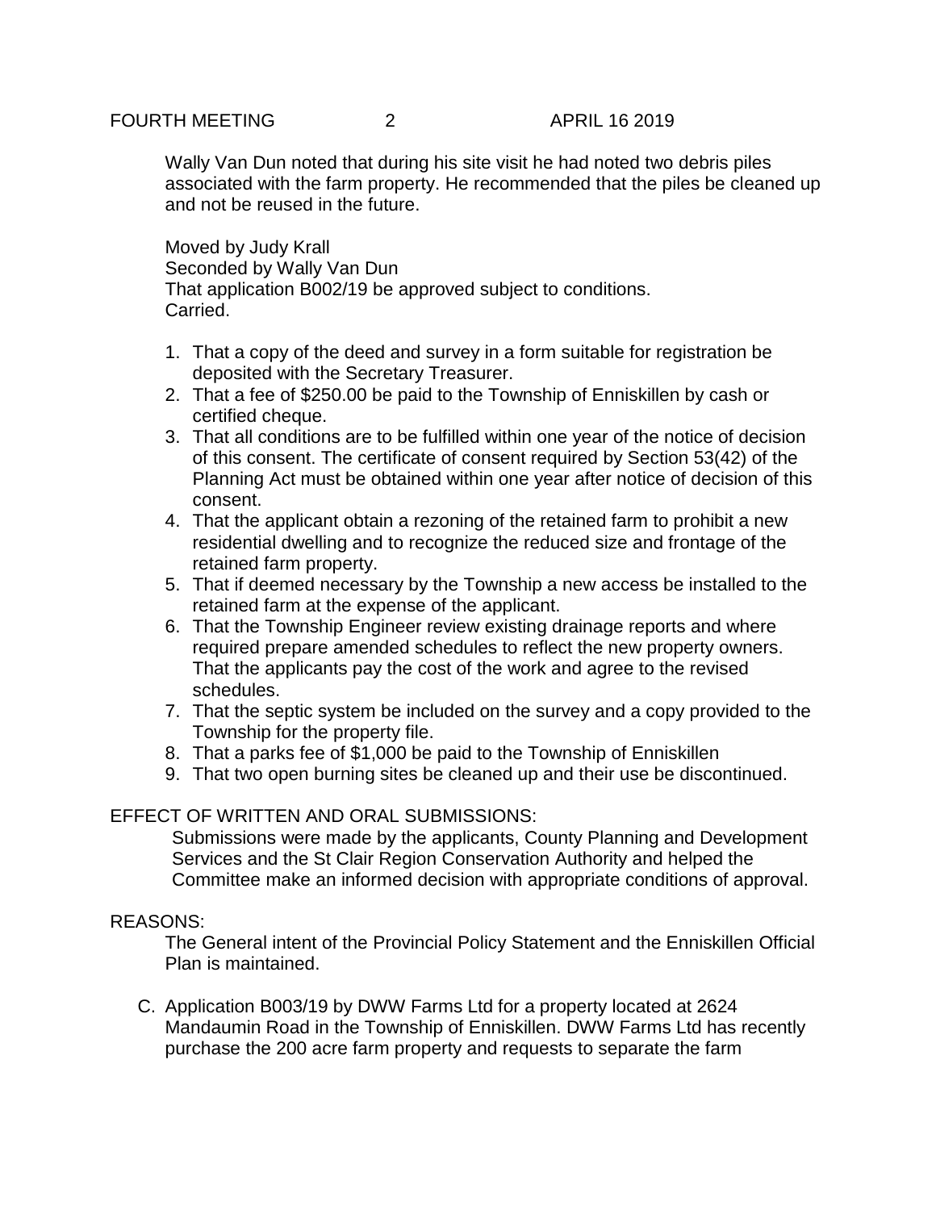Wally Van Dun noted that during his site visit he had noted two debris piles associated with the farm property. He recommended that the piles be cleaned up and not be reused in the future.

Moved by Judy Krall
Seconded by Wally Van Dun
That application B002/19 be approved subject to conditions.
Carried.

1. That a copy of the deed and survey in a form suitable for registration be deposited with the Secretary Treasurer.
2. That a fee of $250.00 be paid to the Township of Enniskillen by cash or certified cheque.
3. That all conditions are to be fulfilled within one year of the notice of decision of this consent. The certificate of consent required by Section 53(42) of the Planning Act must be obtained within one year after notice of decision of this consent.
4. That the applicant obtain a rezoning of the retained farm to prohibit a new residential dwelling and to recognize the reduced size and frontage of the retained farm property.
5. That if deemed necessary by the Township a new access be installed to the retained farm at the expense of the applicant.
6. That the Township Engineer review existing drainage reports and where required prepare amended schedules to reflect the new property owners. That the applicants pay the cost of the work and agree to the revised schedules.
7. That the septic system be included on the survey and a copy provided to the Township for the property file.
8. That a parks fee of $1,000 be paid to the Township of Enniskillen
9. That two open burning sites be cleaned up and their use be discontinued.

EFFECT OF WRITTEN AND ORAL SUBMISSIONS:

Submissions were made by the applicants, County Planning and Development Services and the St Clair Region Conservation Authority and helped the Committee make an informed decision with appropriate conditions of approval.

REASONS:

The General intent of the Provincial Policy Statement and the Enniskillen Official Plan is maintained.

C. Application B003/19 by DWW Farms Ltd for a property located at 2624 Mandaumin Road in the Township of Enniskillen. DWW Farms Ltd has recently purchase the 200 acre farm property and requests to separate the farm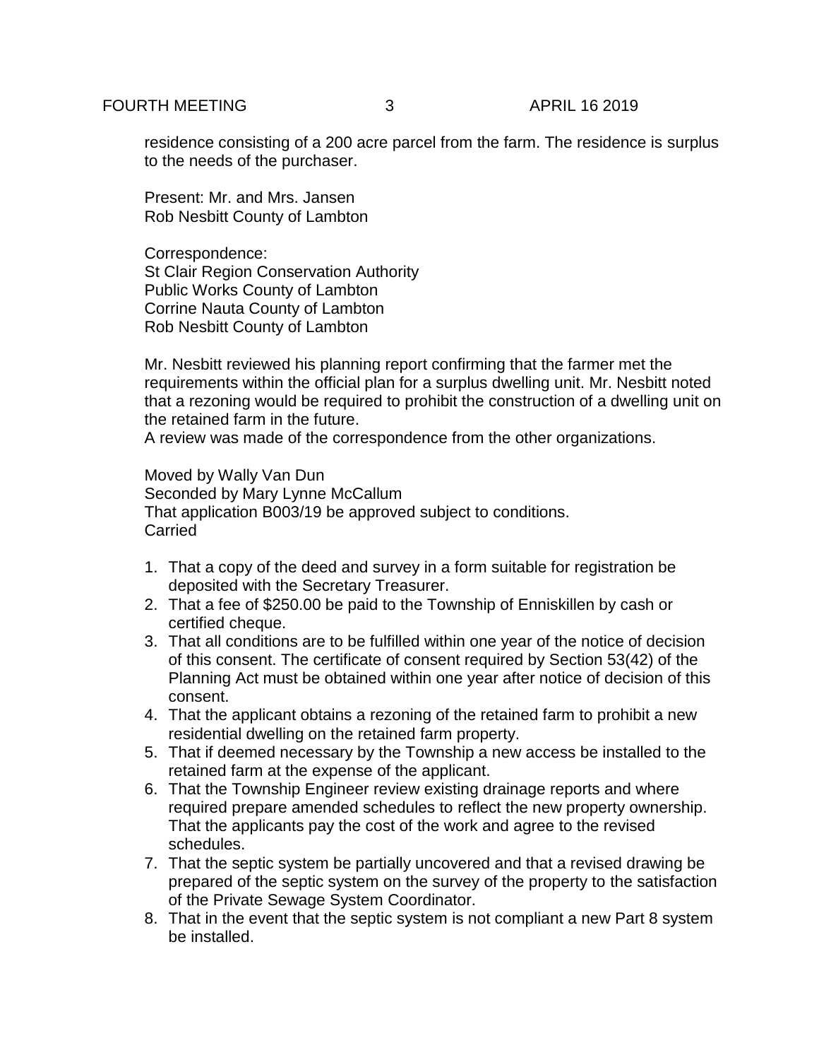residence consisting of a 200 acre parcel from the farm. The residence is surplus to the needs of the purchaser.

Present: Mr. and Mrs. Jansen
Rob Nesbitt County of Lambton

Correspondence:
St Clair Region Conservation Authority
Public Works County of Lambton
Corrine Nauta County of Lambton
Rob Nesbitt County of Lambton

Mr. Nesbitt reviewed his planning report confirming that the farmer met the requirements within the official plan for a surplus dwelling unit. Mr. Nesbitt noted that a rezoning would be required to prohibit the construction of a dwelling unit on the retained farm in the future.
A review was made of the correspondence from the other organizations.

Moved by Wally Van Dun
Seconded by Mary Lynne McCallum
That application B003/19 be approved subject to conditions.
Carried

1. That a copy of the deed and survey in a form suitable for registration be deposited with the Secretary Treasurer.
2. That a fee of $250.00 be paid to the Township of Enniskillen by cash or certified cheque.
3. That all conditions are to be fulfilled within one year of the notice of decision of this consent. The certificate of consent required by Section 53(42) of the Planning Act must be obtained within one year after notice of decision of this consent.
4. That the applicant obtains a rezoning of the retained farm to prohibit a new residential dwelling on the retained farm property.
5. That if deemed necessary by the Township a new access be installed to the retained farm at the expense of the applicant.
6. That the Township Engineer review existing drainage reports and where required prepare amended schedules to reflect the new property ownership. That the applicants pay the cost of the work and agree to the revised schedules.
7. That the septic system be partially uncovered and that a revised drawing be prepared of the septic system on the survey of the property to the satisfaction of the Private Sewage System Coordinator.
8. That in the event that the septic system is not compliant a new Part 8 system be installed.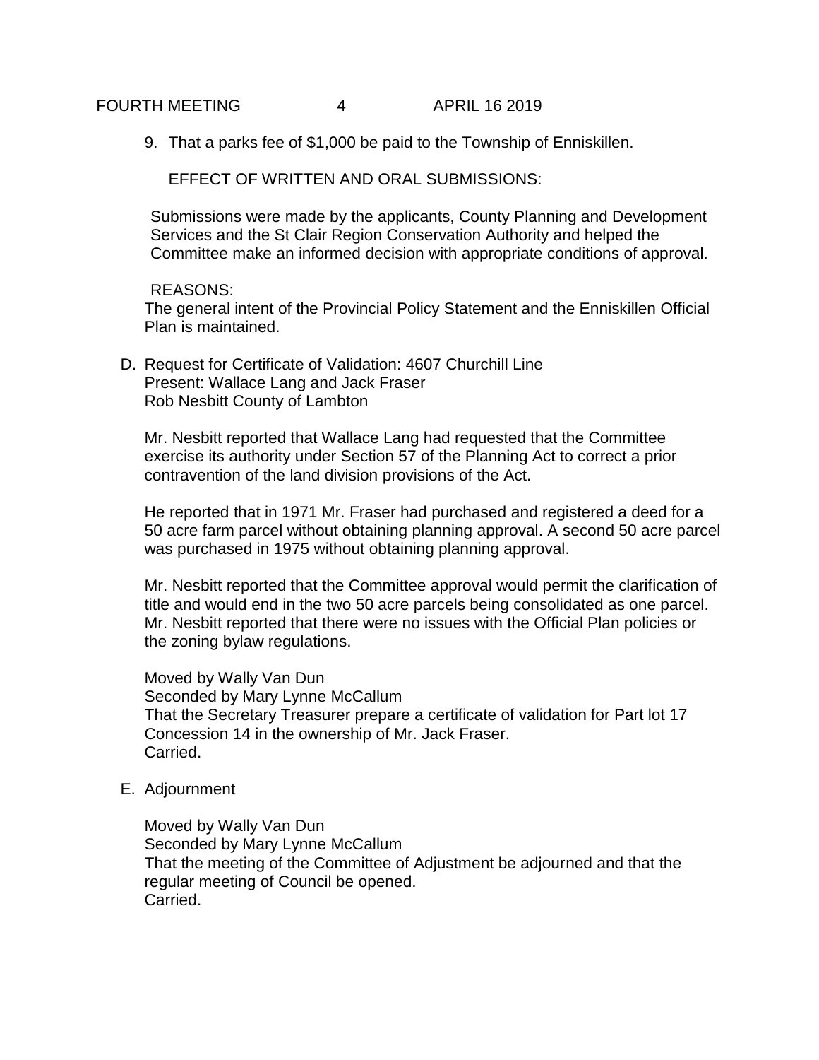9. That a parks fee of $1,000 be paid to the Township of Enniskillen.

EFFECT OF WRITTEN AND ORAL SUBMISSIONS:

Submissions were made by the applicants, County Planning and Development Services and the St Clair Region Conservation Authority and helped the Committee make an informed decision with appropriate conditions of approval.

REASONS:
The general intent of the Provincial Policy Statement and the Enniskillen Official Plan is maintained.

D. Request for Certificate of Validation: 4607 Churchill Line
Present: Wallace Lang and Jack Fraser
Rob Nesbitt County of Lambton

Mr. Nesbitt reported that Wallace Lang had requested that the Committee exercise its authority under Section 57 of the Planning Act to correct a prior contravention of the land division provisions of the Act.

He reported that in 1971 Mr. Fraser had purchased and registered a deed for a 50 acre farm parcel without obtaining planning approval. A second 50 acre parcel was purchased in 1975 without obtaining planning approval.

Mr. Nesbitt reported that the Committee approval would permit the clarification of title and would end in the two 50 acre parcels being consolidated as one parcel. Mr. Nesbitt reported that there were no issues with the Official Plan policies or the zoning bylaw regulations.

Moved by Wally Van Dun
Seconded by Mary Lynne McCallum
That the Secretary Treasurer prepare a certificate of validation for Part lot 17 Concession 14 in the ownership of Mr. Jack Fraser.
Carried.

E. Adjournment

Moved by Wally Van Dun
Seconded by Mary Lynne McCallum
That the meeting of the Committee of Adjustment be adjourned and that the regular meeting of Council be opened.
Carried.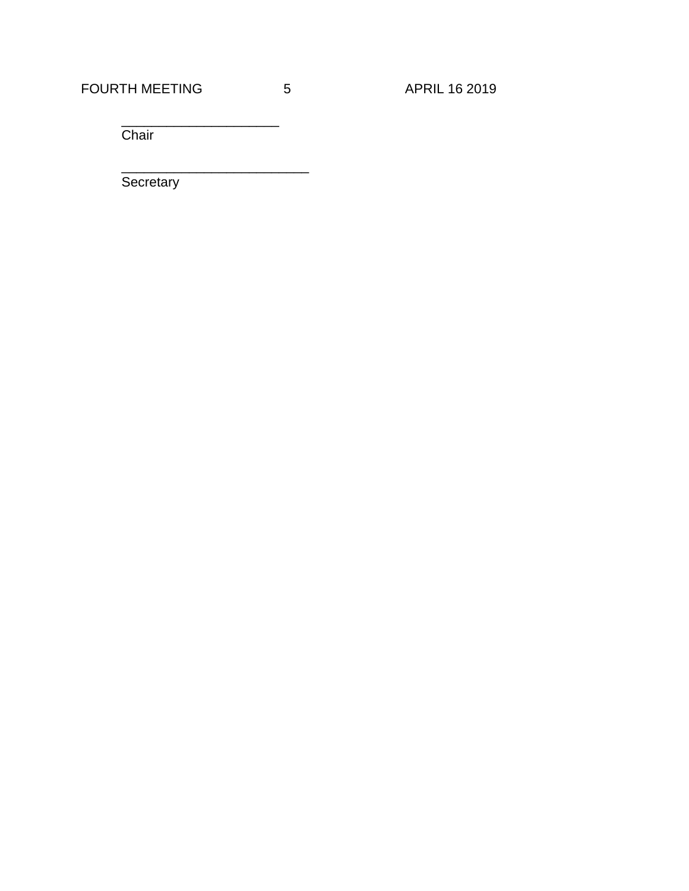_____________________
Chair

_________________________
Secretary